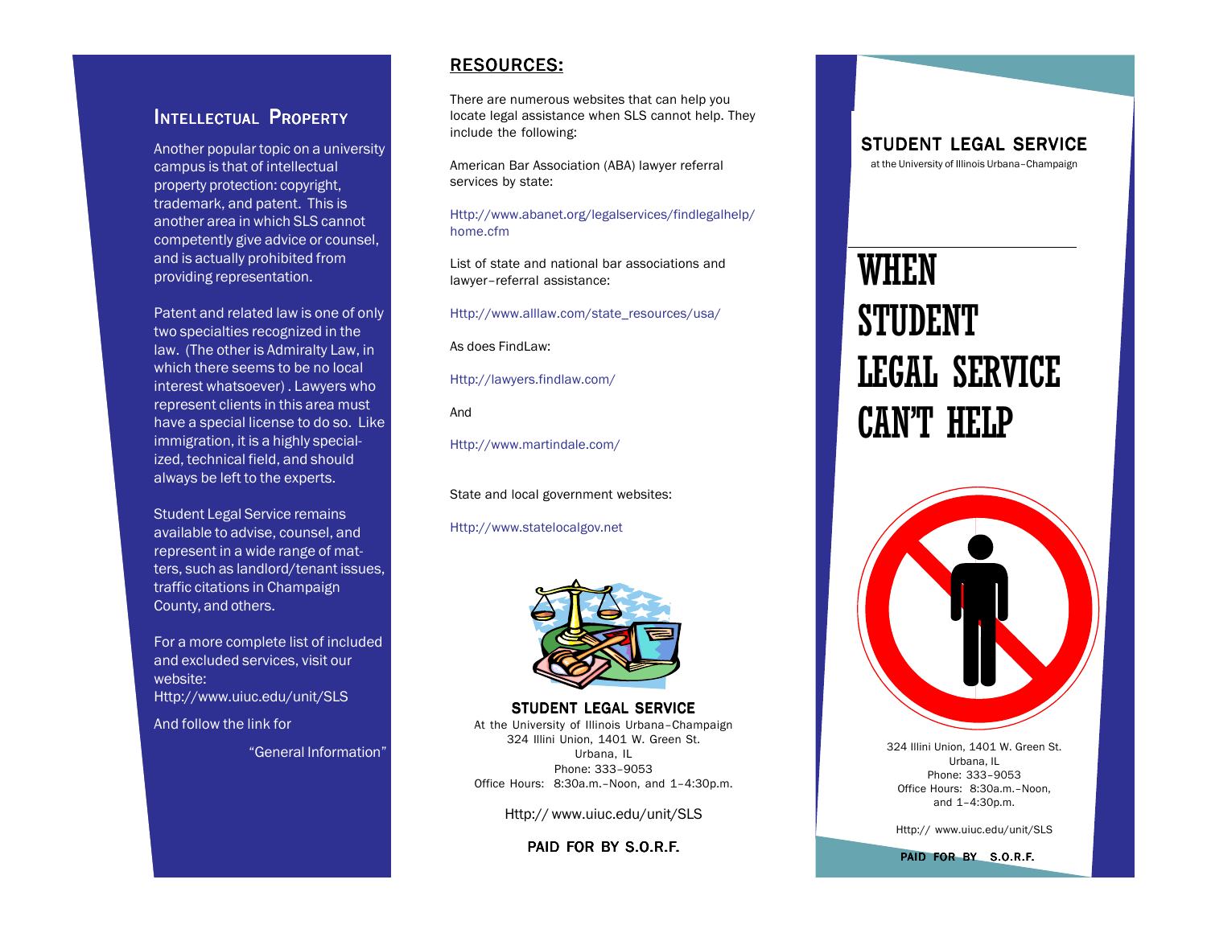## Intellectual Property

Another popular topic on a university campus is that of intellectual property protection: copyright, trademark, and patent. This is another area in which SLS cannot competently give advice or counsel, and is actually prohibited from providing representation.

Patent and related law is one of only two specialties recognized in the law. (The other is Admiralty Law, in which there seems to be no local interest whatsoever) . Lawyers who represent clients in this area must have a special license to do so. Like immigration, it is a highly specialized, technical field, and should always be left to the experts.

Student Legal Service remains available to advise, counsel, and represent in a wide range of matters, such as landlord/tenant issues, traffic citations in Champaign County, and others.

For a more complete list of included and excluded services, visit our website: Http://www.uiuc.edu/unit/SLS

And follow the link for

"General Information"

## RESOURCES:

There are numerous websites that can help you locate legal assistance when SLS cannot help. They include the following:

American Bar Association (ABA) lawyer referral services by state:

Http://www.abanet.org/legalservices/findlegalhelp/home.cfm

List of state and national bar associations and lawyer–referral assistance:

Http://www.alllaw.com/state_resources/usa/

As does FindLaw:

Http://lawyers.findlaw.com/

And

Http://www.martindale.com/

State and local government websites:

Http://www.statelocalgov.net

**STUDENT LEGAL SERVICE**
At the University of Illinois Urbana–Champaign
324 Illini Union, 1401 W. Green St.
Urbana, IL
Phone: 333–9053
Office Hours: 8:30a.m.–Noon, and 1–4:30p.m.

Http:// www.uiuc.edu/unit/SLS

PAID FOR BY S.O.R.F.

## STUDENT LEGAL SERVICE

at the University of Illinois Urbana–Champaign

# WHEN STUDENT LEGAL SERVICE CAN'T HELP

324 Illini Union, 1401 W. Green St.
Urbana, IL
Phone: 333–9053
Office Hours: 8:30a.m.–Noon, and 1–4:30p.m.

Http:// www.uiuc.edu/unit/SLS

PAID FOR BY S.O.R.F.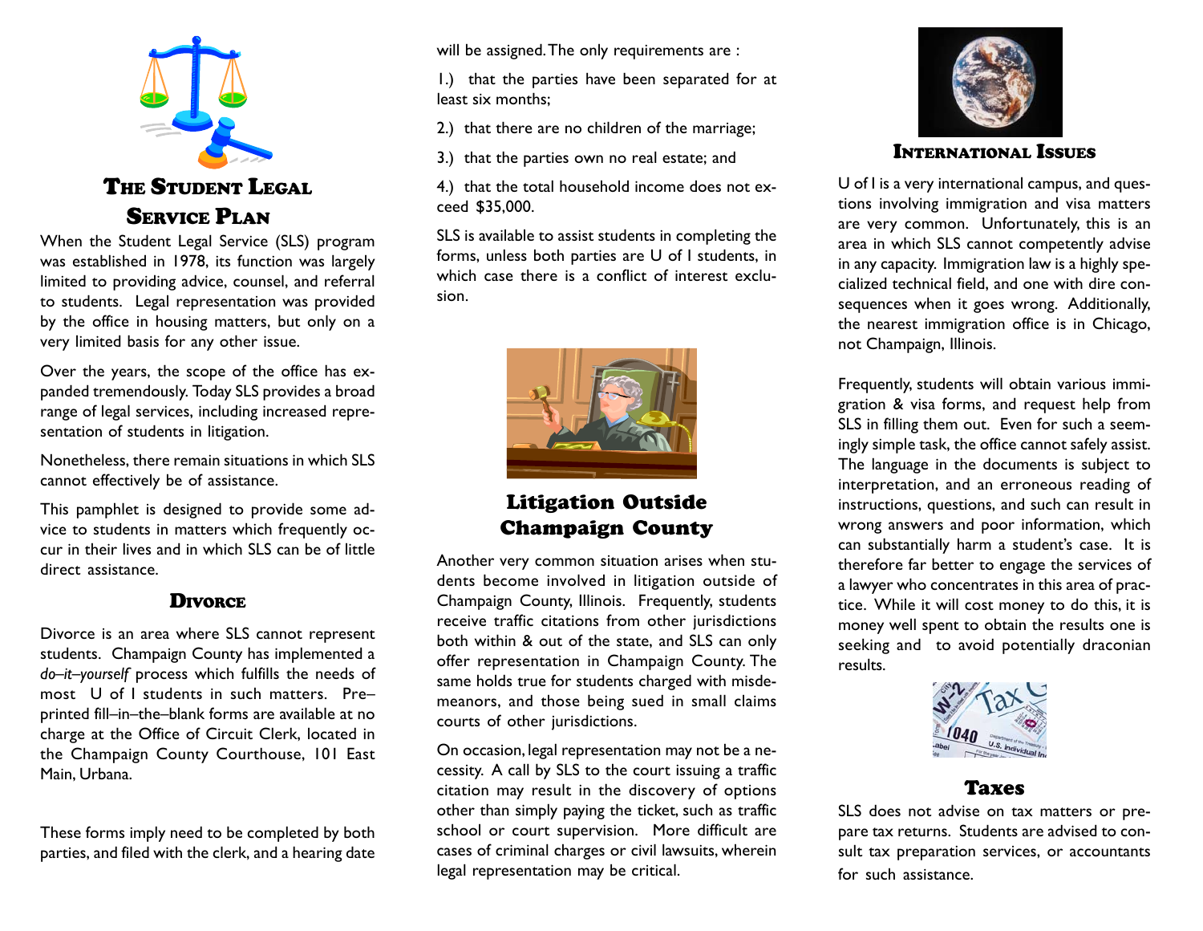## The Student Legal Service Plan

When the Student Legal Service (SLS) program was established in 1978, its function was largely limited to providing advice, counsel, and referral to students. Legal representation was provided by the office in housing matters, but only on a very limited basis for any other issue.

Over the years, the scope of the office has expanded tremendously. Today SLS provides a broad range of legal services, including increased representation of students in litigation.

Nonetheless, there remain situations in which SLS cannot effectively be of assistance.

This pamphlet is designed to provide some advice to students in matters which frequently occur in their lives and in which SLS can be of little direct assistance.

### Divorce

Divorce is an area where SLS cannot represent students. Champaign County has implemented a *do–it–yourself* process which fulfills the needs of most U of I students in such matters. Pre–printed fill–in–the–blank forms are available at no charge at the Office of Circuit Clerk, located in the Champaign County Courthouse, 101 East Main, Urbana.

These forms imply need to be completed by both parties, and filed with the clerk, and a hearing date will be assigned. The only requirements are :

1.) that the parties have been separated for at least six months;

2.) that there are no children of the marriage;

3.) that the parties own no real estate; and

4.) that the total household income does not exceed $35,000.

SLS is available to assist students in completing the forms, unless both parties are U of I students, in which case there is a conflict of interest exclusion.

### Litigation Outside Champaign County

Another very common situation arises when students become involved in litigation outside of Champaign County, Illinois. Frequently, students receive traffic citations from other jurisdictions both within & out of the state, and SLS can only offer representation in Champaign County. The same holds true for students charged with misdemeanors, and those being sued in small claims courts of other jurisdictions.

On occasion, legal representation may not be a necessity. A call by SLS to the court issuing a traffic citation may result in the discovery of options other than simply paying the ticket, such as traffic school or court supervision. More difficult are cases of criminal charges or civil lawsuits, wherein legal representation may be critical.

### International Issues

U of I is a very international campus, and questions involving immigration and visa matters are very common. Unfortunately, this is an area in which SLS cannot competently advise in any capacity. Immigration law is a highly specialized technical field, and one with dire consequences when it goes wrong. Additionally, the nearest immigration office is in Chicago, not Champaign, Illinois.

Frequently, students will obtain various immigration & visa forms, and request help from SLS in filling them out. Even for such a seemingly simple task, the office cannot safely assist. The language in the documents is subject to interpretation, and an erroneous reading of instructions, questions, and such can result in wrong answers and poor information, which can substantially harm a student's case. It is therefore far better to engage the services of a lawyer who concentrates in this area of practice. While it will cost money to do this, it is money well spent to obtain the results one is seeking and to avoid potentially draconian results.

### Taxes

SLS does not advise on tax matters or prepare tax returns. Students are advised to consult tax preparation services, or accountants for such assistance.